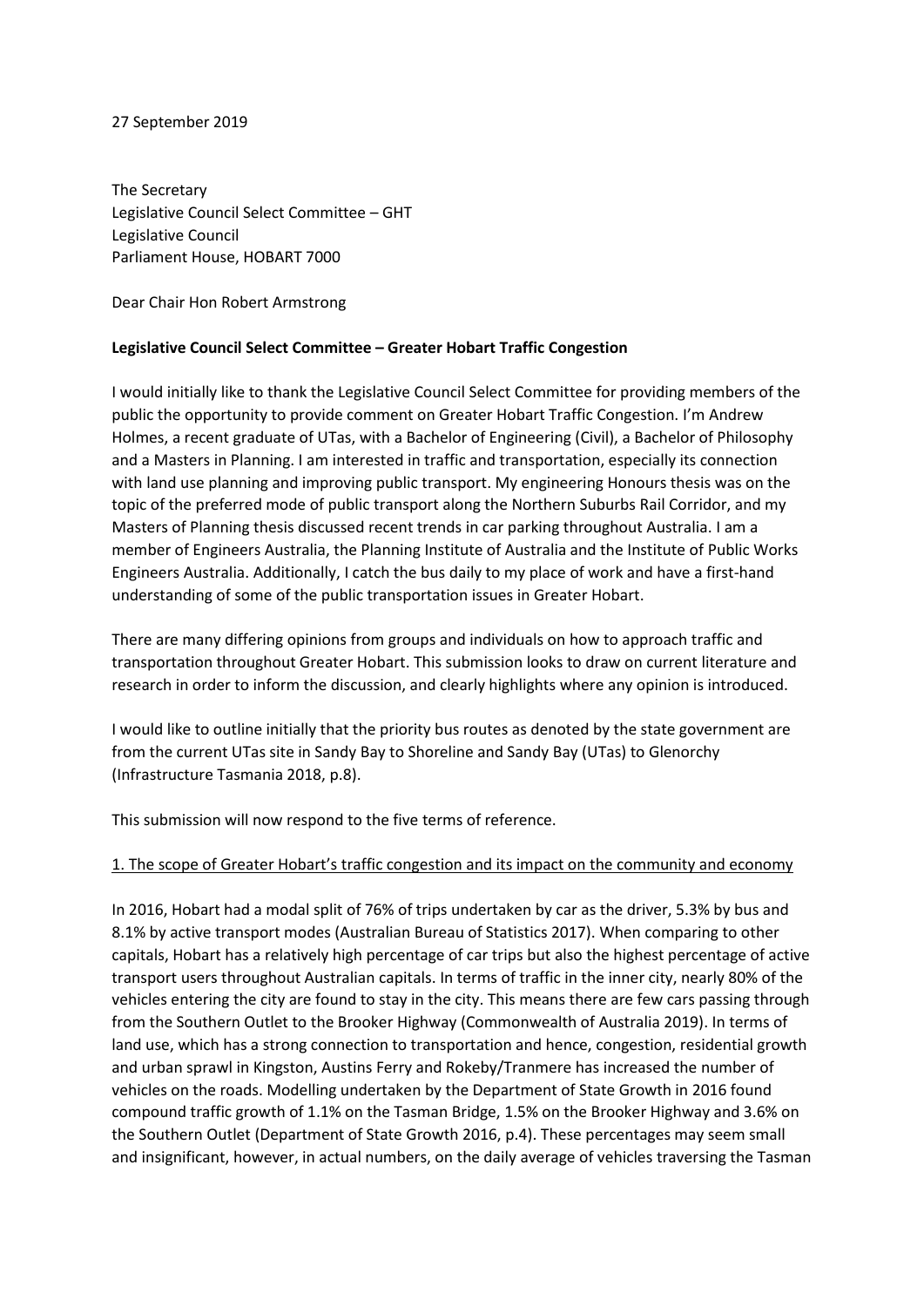27 September 2019

The Secretary
Legislative Council Select Committee – GHT
Legislative Council
Parliament House, HOBART 7000

Dear Chair Hon Robert Armstrong

**Legislative Council Select Committee – Greater Hobart Traffic Congestion**

I would initially like to thank the Legislative Council Select Committee for providing members of the public the opportunity to provide comment on Greater Hobart Traffic Congestion. I'm Andrew Holmes, a recent graduate of UTas, with a Bachelor of Engineering (Civil), a Bachelor of Philosophy and a Masters in Planning. I am interested in traffic and transportation, especially its connection with land use planning and improving public transport. My engineering Honours thesis was on the topic of the preferred mode of public transport along the Northern Suburbs Rail Corridor, and my Masters of Planning thesis discussed recent trends in car parking throughout Australia. I am a member of Engineers Australia, the Planning Institute of Australia and the Institute of Public Works Engineers Australia. Additionally, I catch the bus daily to my place of work and have a first-hand understanding of some of the public transportation issues in Greater Hobart.

There are many differing opinions from groups and individuals on how to approach traffic and transportation throughout Greater Hobart. This submission looks to draw on current literature and research in order to inform the discussion, and clearly highlights where any opinion is introduced.

I would like to outline initially that the priority bus routes as denoted by the state government are from the current UTas site in Sandy Bay to Shoreline and Sandy Bay (UTas) to Glenorchy (Infrastructure Tasmania 2018, p.8).

This submission will now respond to the five terms of reference.

<u>1. The scope of Greater Hobart's traffic congestion and its impact on the community and economy</u>

In 2016, Hobart had a modal split of 76% of trips undertaken by car as the driver, 5.3% by bus and 8.1% by active transport modes (Australian Bureau of Statistics 2017). When comparing to other capitals, Hobart has a relatively high percentage of car trips but also the highest percentage of active transport users throughout Australian capitals. In terms of traffic in the inner city, nearly 80% of the vehicles entering the city are found to stay in the city. This means there are few cars passing through from the Southern Outlet to the Brooker Highway (Commonwealth of Australia 2019). In terms of land use, which has a strong connection to transportation and hence, congestion, residential growth and urban sprawl in Kingston, Austins Ferry and Rokeby/Tranmere has increased the number of vehicles on the roads. Modelling undertaken by the Department of State Growth in 2016 found compound traffic growth of 1.1% on the Tasman Bridge, 1.5% on the Brooker Highway and 3.6% on the Southern Outlet (Department of State Growth 2016, p.4). These percentages may seem small and insignificant, however, in actual numbers, on the daily average of vehicles traversing the Tasman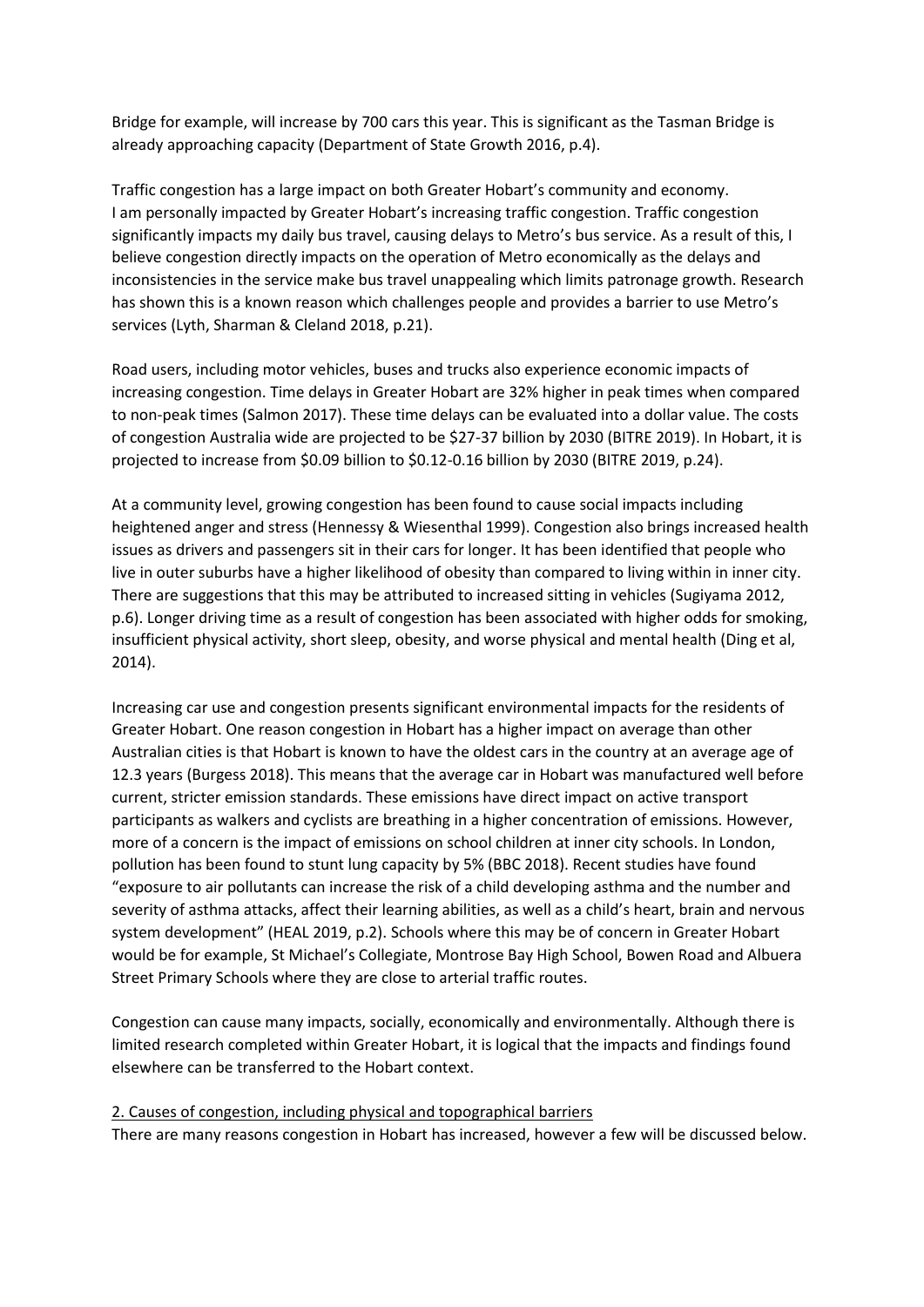Bridge for example, will increase by 700 cars this year. This is significant as the Tasman Bridge is already approaching capacity (Department of State Growth 2016, p.4).

Traffic congestion has a large impact on both Greater Hobart's community and economy. I am personally impacted by Greater Hobart's increasing traffic congestion. Traffic congestion significantly impacts my daily bus travel, causing delays to Metro's bus service. As a result of this, I believe congestion directly impacts on the operation of Metro economically as the delays and inconsistencies in the service make bus travel unappealing which limits patronage growth. Research has shown this is a known reason which challenges people and provides a barrier to use Metro's services (Lyth, Sharman & Cleland 2018, p.21).

Road users, including motor vehicles, buses and trucks also experience economic impacts of increasing congestion. Time delays in Greater Hobart are 32% higher in peak times when compared to non-peak times (Salmon 2017). These time delays can be evaluated into a dollar value. The costs of congestion Australia wide are projected to be $27-37 billion by 2030 (BITRE 2019). In Hobart, it is projected to increase from $0.09 billion to $0.12-0.16 billion by 2030 (BITRE 2019, p.24).

At a community level, growing congestion has been found to cause social impacts including heightened anger and stress (Hennessy & Wiesenthal 1999). Congestion also brings increased health issues as drivers and passengers sit in their cars for longer. It has been identified that people who live in outer suburbs have a higher likelihood of obesity than compared to living within in inner city. There are suggestions that this may be attributed to increased sitting in vehicles (Sugiyama 2012, p.6). Longer driving time as a result of congestion has been associated with higher odds for smoking, insufficient physical activity, short sleep, obesity, and worse physical and mental health (Ding et al, 2014).

Increasing car use and congestion presents significant environmental impacts for the residents of Greater Hobart. One reason congestion in Hobart has a higher impact on average than other Australian cities is that Hobart is known to have the oldest cars in the country at an average age of 12.3 years (Burgess 2018). This means that the average car in Hobart was manufactured well before current, stricter emission standards. These emissions have direct impact on active transport participants as walkers and cyclists are breathing in a higher concentration of emissions. However, more of a concern is the impact of emissions on school children at inner city schools. In London, pollution has been found to stunt lung capacity by 5% (BBC 2018). Recent studies have found "exposure to air pollutants can increase the risk of a child developing asthma and the number and severity of asthma attacks, affect their learning abilities, as well as a child's heart, brain and nervous system development" (HEAL 2019, p.2). Schools where this may be of concern in Greater Hobart would be for example, St Michael's Collegiate, Montrose Bay High School, Bowen Road and Albuera Street Primary Schools where they are close to arterial traffic routes.

Congestion can cause many impacts, socially, economically and environmentally. Although there is limited research completed within Greater Hobart, it is logical that the impacts and findings found elsewhere can be transferred to the Hobart context.

## 2. Causes of congestion, including physical and topographical barriers

There are many reasons congestion in Hobart has increased, however a few will be discussed below.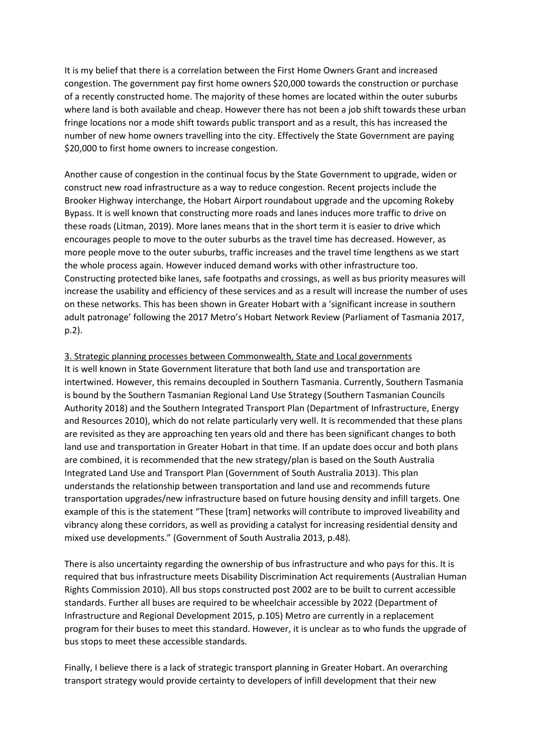It is my belief that there is a correlation between the First Home Owners Grant and increased congestion. The government pay first home owners $20,000 towards the construction or purchase of a recently constructed home. The majority of these homes are located within the outer suburbs where land is both available and cheap. However there has not been a job shift towards these urban fringe locations nor a mode shift towards public transport and as a result, this has increased the number of new home owners travelling into the city. Effectively the State Government are paying $20,000 to first home owners to increase congestion.

Another cause of congestion in the continual focus by the State Government to upgrade, widen or construct new road infrastructure as a way to reduce congestion. Recent projects include the Brooker Highway interchange, the Hobart Airport roundabout upgrade and the upcoming Rokeby Bypass. It is well known that constructing more roads and lanes induces more traffic to drive on these roads (Litman, 2019). More lanes means that in the short term it is easier to drive which encourages people to move to the outer suburbs as the travel time has decreased. However, as more people move to the outer suburbs, traffic increases and the travel time lengthens as we start the whole process again. However induced demand works with other infrastructure too. Constructing protected bike lanes, safe footpaths and crossings, as well as bus priority measures will increase the usability and efficiency of these services and as a result will increase the number of uses on these networks. This has been shown in Greater Hobart with a 'significant increase in southern adult patronage' following the 2017 Metro's Hobart Network Review (Parliament of Tasmania 2017, p.2).

<u>3. Strategic planning processes between Commonwealth, State and Local governments</u>

It is well known in State Government literature that both land use and transportation are intertwined. However, this remains decoupled in Southern Tasmania. Currently, Southern Tasmania is bound by the Southern Tasmanian Regional Land Use Strategy (Southern Tasmanian Councils Authority 2018) and the Southern Integrated Transport Plan (Department of Infrastructure, Energy and Resources 2010), which do not relate particularly very well. It is recommended that these plans are revisited as they are approaching ten years old and there has been significant changes to both land use and transportation in Greater Hobart in that time. If an update does occur and both plans are combined, it is recommended that the new strategy/plan is based on the South Australia Integrated Land Use and Transport Plan (Government of South Australia 2013). This plan understands the relationship between transportation and land use and recommends future transportation upgrades/new infrastructure based on future housing density and infill targets. One example of this is the statement "These [tram] networks will contribute to improved liveability and vibrancy along these corridors, as well as providing a catalyst for increasing residential density and mixed use developments." (Government of South Australia 2013, p.48).

There is also uncertainty regarding the ownership of bus infrastructure and who pays for this. It is required that bus infrastructure meets Disability Discrimination Act requirements (Australian Human Rights Commission 2010). All bus stops constructed post 2002 are to be built to current accessible standards. Further all buses are required to be wheelchair accessible by 2022 (Department of Infrastructure and Regional Development 2015, p.105) Metro are currently in a replacement program for their buses to meet this standard. However, it is unclear as to who funds the upgrade of bus stops to meet these accessible standards.

Finally, I believe there is a lack of strategic transport planning in Greater Hobart. An overarching transport strategy would provide certainty to developers of infill development that their new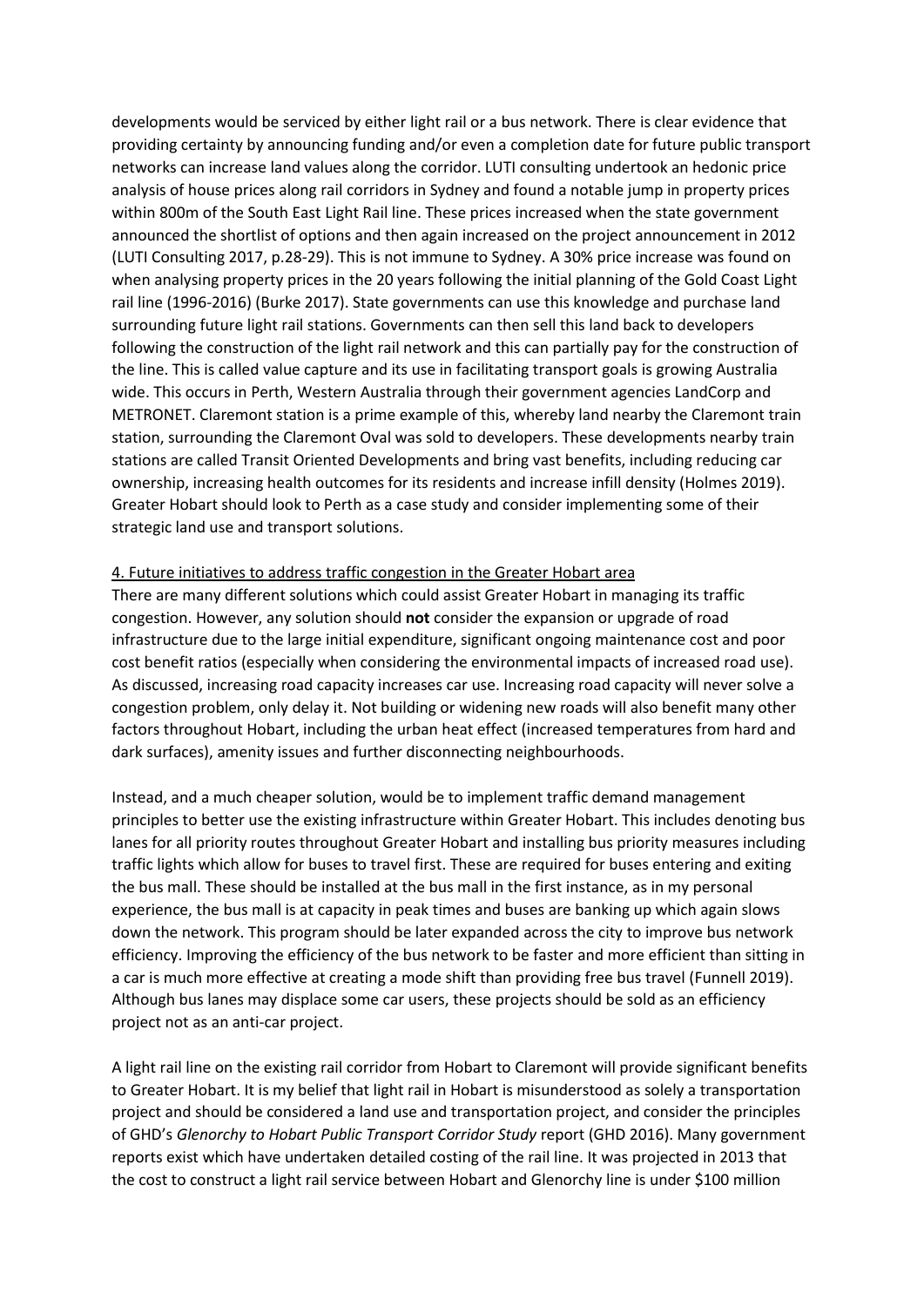developments would be serviced by either light rail or a bus network. There is clear evidence that providing certainty by announcing funding and/or even a completion date for future public transport networks can increase land values along the corridor. LUTI consulting undertook an hedonic price analysis of house prices along rail corridors in Sydney and found a notable jump in property prices within 800m of the South East Light Rail line. These prices increased when the state government announced the shortlist of options and then again increased on the project announcement in 2012 (LUTI Consulting 2017, p.28-29). This is not immune to Sydney. A 30% price increase was found on when analysing property prices in the 20 years following the initial planning of the Gold Coast Light rail line (1996-2016) (Burke 2017). State governments can use this knowledge and purchase land surrounding future light rail stations. Governments can then sell this land back to developers following the construction of the light rail network and this can partially pay for the construction of the line. This is called value capture and its use in facilitating transport goals is growing Australia wide. This occurs in Perth, Western Australia through their government agencies LandCorp and METRONET. Claremont station is a prime example of this, whereby land nearby the Claremont train station, surrounding the Claremont Oval was sold to developers. These developments nearby train stations are called Transit Oriented Developments and bring vast benefits, including reducing car ownership, increasing health outcomes for its residents and increase infill density (Holmes 2019). Greater Hobart should look to Perth as a case study and consider implementing some of their strategic land use and transport solutions.

## 4. Future initiatives to address traffic congestion in the Greater Hobart area

There are many different solutions which could assist Greater Hobart in managing its traffic congestion. However, any solution should **not** consider the expansion or upgrade of road infrastructure due to the large initial expenditure, significant ongoing maintenance cost and poor cost benefit ratios (especially when considering the environmental impacts of increased road use). As discussed, increasing road capacity increases car use. Increasing road capacity will never solve a congestion problem, only delay it. Not building or widening new roads will also benefit many other factors throughout Hobart, including the urban heat effect (increased temperatures from hard and dark surfaces), amenity issues and further disconnecting neighbourhoods.

Instead, and a much cheaper solution, would be to implement traffic demand management principles to better use the existing infrastructure within Greater Hobart. This includes denoting bus lanes for all priority routes throughout Greater Hobart and installing bus priority measures including traffic lights which allow for buses to travel first. These are required for buses entering and exiting the bus mall. These should be installed at the bus mall in the first instance, as in my personal experience, the bus mall is at capacity in peak times and buses are banking up which again slows down the network. This program should be later expanded across the city to improve bus network efficiency. Improving the efficiency of the bus network to be faster and more efficient than sitting in a car is much more effective at creating a mode shift than providing free bus travel (Funnell 2019). Although bus lanes may displace some car users, these projects should be sold as an efficiency project not as an anti-car project.

A light rail line on the existing rail corridor from Hobart to Claremont will provide significant benefits to Greater Hobart. It is my belief that light rail in Hobart is misunderstood as solely a transportation project and should be considered a land use and transportation project, and consider the principles of GHD's *Glenorchy to Hobart Public Transport Corridor Study* report (GHD 2016). Many government reports exist which have undertaken detailed costing of the rail line. It was projected in 2013 that the cost to construct a light rail service between Hobart and Glenorchy line is under $100 million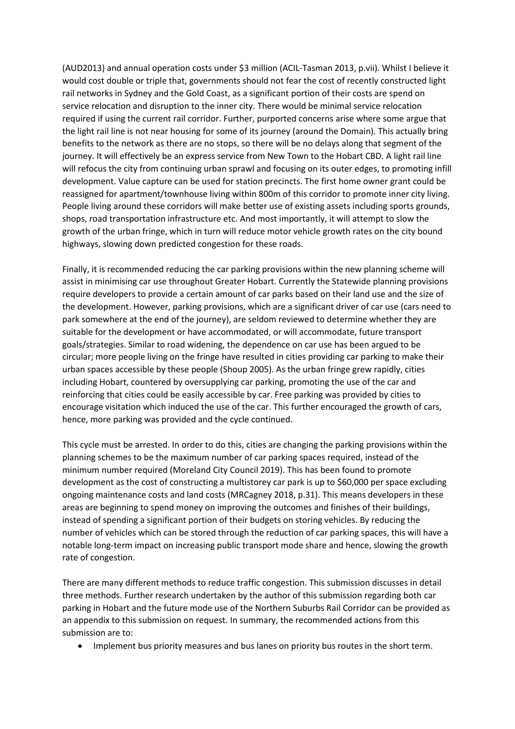(AUD2013) and annual operation costs under $3 million (ACIL-Tasman 2013, p.vii). Whilst I believe it would cost double or triple that, governments should not fear the cost of recently constructed light rail networks in Sydney and the Gold Coast, as a significant portion of their costs are spend on service relocation and disruption to the inner city. There would be minimal service relocation required if using the current rail corridor. Further, purported concerns arise where some argue that the light rail line is not near housing for some of its journey (around the Domain). This actually bring benefits to the network as there are no stops, so there will be no delays along that segment of the journey. It will effectively be an express service from New Town to the Hobart CBD. A light rail line will refocus the city from continuing urban sprawl and focusing on its outer edges, to promoting infill development. Value capture can be used for station precincts. The first home owner grant could be reassigned for apartment/townhouse living within 800m of this corridor to promote inner city living. People living around these corridors will make better use of existing assets including sports grounds, shops, road transportation infrastructure etc. And most importantly, it will attempt to slow the growth of the urban fringe, which in turn will reduce motor vehicle growth rates on the city bound highways, slowing down predicted congestion for these roads.

Finally, it is recommended reducing the car parking provisions within the new planning scheme will assist in minimising car use throughout Greater Hobart. Currently the Statewide planning provisions require developers to provide a certain amount of car parks based on their land use and the size of the development. However, parking provisions, which are a significant driver of car use (cars need to park somewhere at the end of the journey), are seldom reviewed to determine whether they are suitable for the development or have accommodated, or will accommodate, future transport goals/strategies. Similar to road widening, the dependence on car use has been argued to be circular; more people living on the fringe have resulted in cities providing car parking to make their urban spaces accessible by these people (Shoup 2005). As the urban fringe grew rapidly, cities including Hobart, countered by oversupplying car parking, promoting the use of the car and reinforcing that cities could be easily accessible by car. Free parking was provided by cities to encourage visitation which induced the use of the car. This further encouraged the growth of cars, hence, more parking was provided and the cycle continued.

This cycle must be arrested. In order to do this, cities are changing the parking provisions within the planning schemes to be the maximum number of car parking spaces required, instead of the minimum number required (Moreland City Council 2019). This has been found to promote development as the cost of constructing a multistorey car park is up to $60,000 per space excluding ongoing maintenance costs and land costs (MRCagney 2018, p.31). This means developers in these areas are beginning to spend money on improving the outcomes and finishes of their buildings, instead of spending a significant portion of their budgets on storing vehicles. By reducing the number of vehicles which can be stored through the reduction of car parking spaces, this will have a notable long-term impact on increasing public transport mode share and hence, slowing the growth rate of congestion.

There are many different methods to reduce traffic congestion. This submission discusses in detail three methods. Further research undertaken by the author of this submission regarding both car parking in Hobart and the future mode use of the Northern Suburbs Rail Corridor can be provided as an appendix to this submission on request. In summary, the recommended actions from this submission are to:

- Implement bus priority measures and bus lanes on priority bus routes in the short term.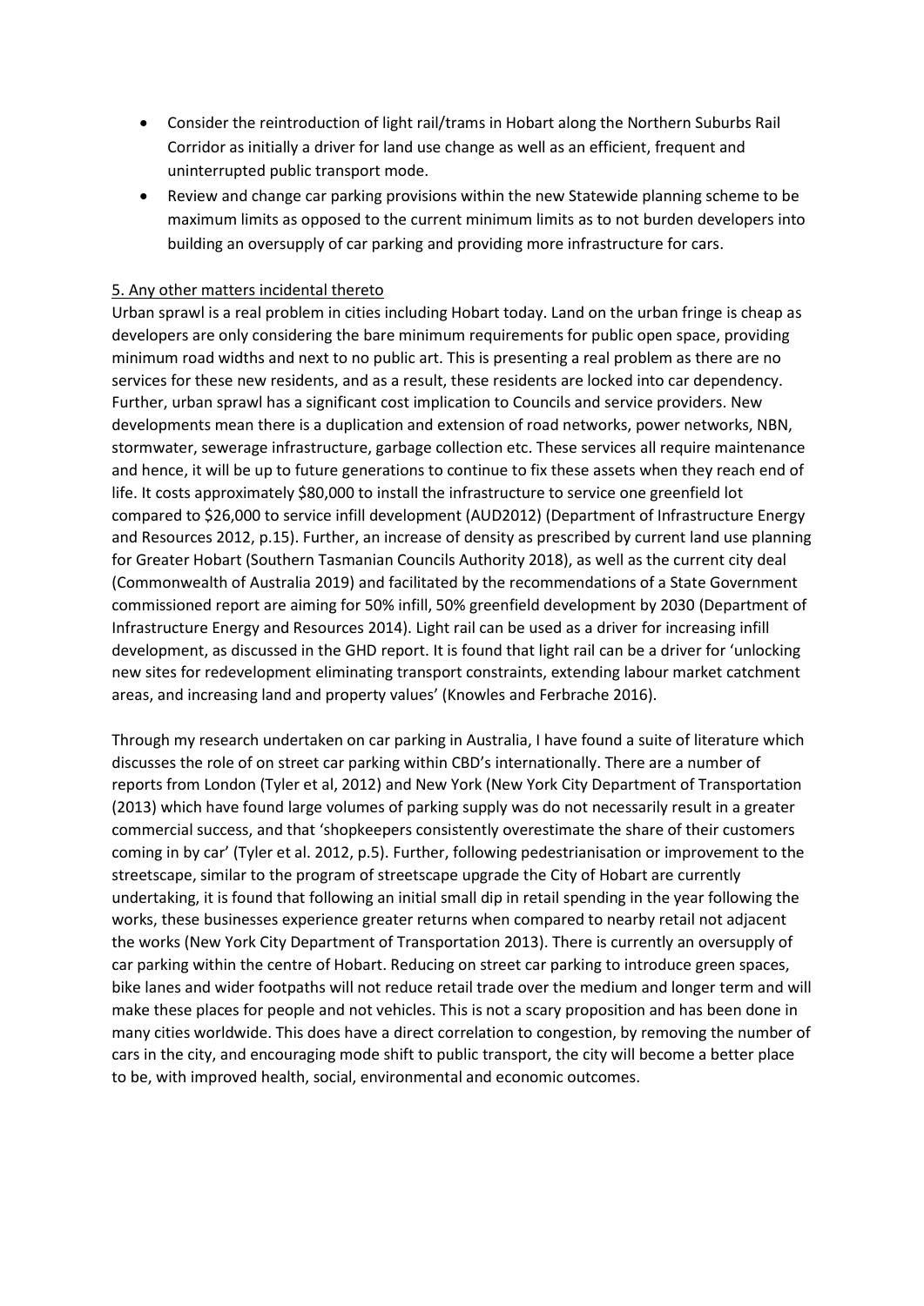- Consider the reintroduction of light rail/trams in Hobart along the Northern Suburbs Rail Corridor as initially a driver for land use change as well as an efficient, frequent and uninterrupted public transport mode.
- Review and change car parking provisions within the new Statewide planning scheme to be maximum limits as opposed to the current minimum limits as to not burden developers into building an oversupply of car parking and providing more infrastructure for cars.

<u>5. Any other matters incidental thereto</u>

Urban sprawl is a real problem in cities including Hobart today. Land on the urban fringe is cheap as developers are only considering the bare minimum requirements for public open space, providing minimum road widths and next to no public art. This is presenting a real problem as there are no services for these new residents, and as a result, these residents are locked into car dependency. Further, urban sprawl has a significant cost implication to Councils and service providers. New developments mean there is a duplication and extension of road networks, power networks, NBN, stormwater, sewerage infrastructure, garbage collection etc. These services all require maintenance and hence, it will be up to future generations to continue to fix these assets when they reach end of life. It costs approximately $80,000 to install the infrastructure to service one greenfield lot compared to $26,000 to service infill development (AUD2012) (Department of Infrastructure Energy and Resources 2012, p.15). Further, an increase of density as prescribed by current land use planning for Greater Hobart (Southern Tasmanian Councils Authority 2018), as well as the current city deal (Commonwealth of Australia 2019) and facilitated by the recommendations of a State Government commissioned report are aiming for 50% infill, 50% greenfield development by 2030 (Department of Infrastructure Energy and Resources 2014). Light rail can be used as a driver for increasing infill development, as discussed in the GHD report. It is found that light rail can be a driver for 'unlocking new sites for redevelopment eliminating transport constraints, extending labour market catchment areas, and increasing land and property values' (Knowles and Ferbrache 2016).

Through my research undertaken on car parking in Australia, I have found a suite of literature which discusses the role of on street car parking within CBD's internationally. There are a number of reports from London (Tyler et al, 2012) and New York (New York City Department of Transportation (2013) which have found large volumes of parking supply was do not necessarily result in a greater commercial success, and that 'shopkeepers consistently overestimate the share of their customers coming in by car' (Tyler et al. 2012, p.5). Further, following pedestrianisation or improvement to the streetscape, similar to the program of streetscape upgrade the City of Hobart are currently undertaking, it is found that following an initial small dip in retail spending in the year following the works, these businesses experience greater returns when compared to nearby retail not adjacent the works (New York City Department of Transportation 2013). There is currently an oversupply of car parking within the centre of Hobart. Reducing on street car parking to introduce green spaces, bike lanes and wider footpaths will not reduce retail trade over the medium and longer term and will make these places for people and not vehicles. This is not a scary proposition and has been done in many cities worldwide. This does have a direct correlation to congestion, by removing the number of cars in the city, and encouraging mode shift to public transport, the city will become a better place to be, with improved health, social, environmental and economic outcomes.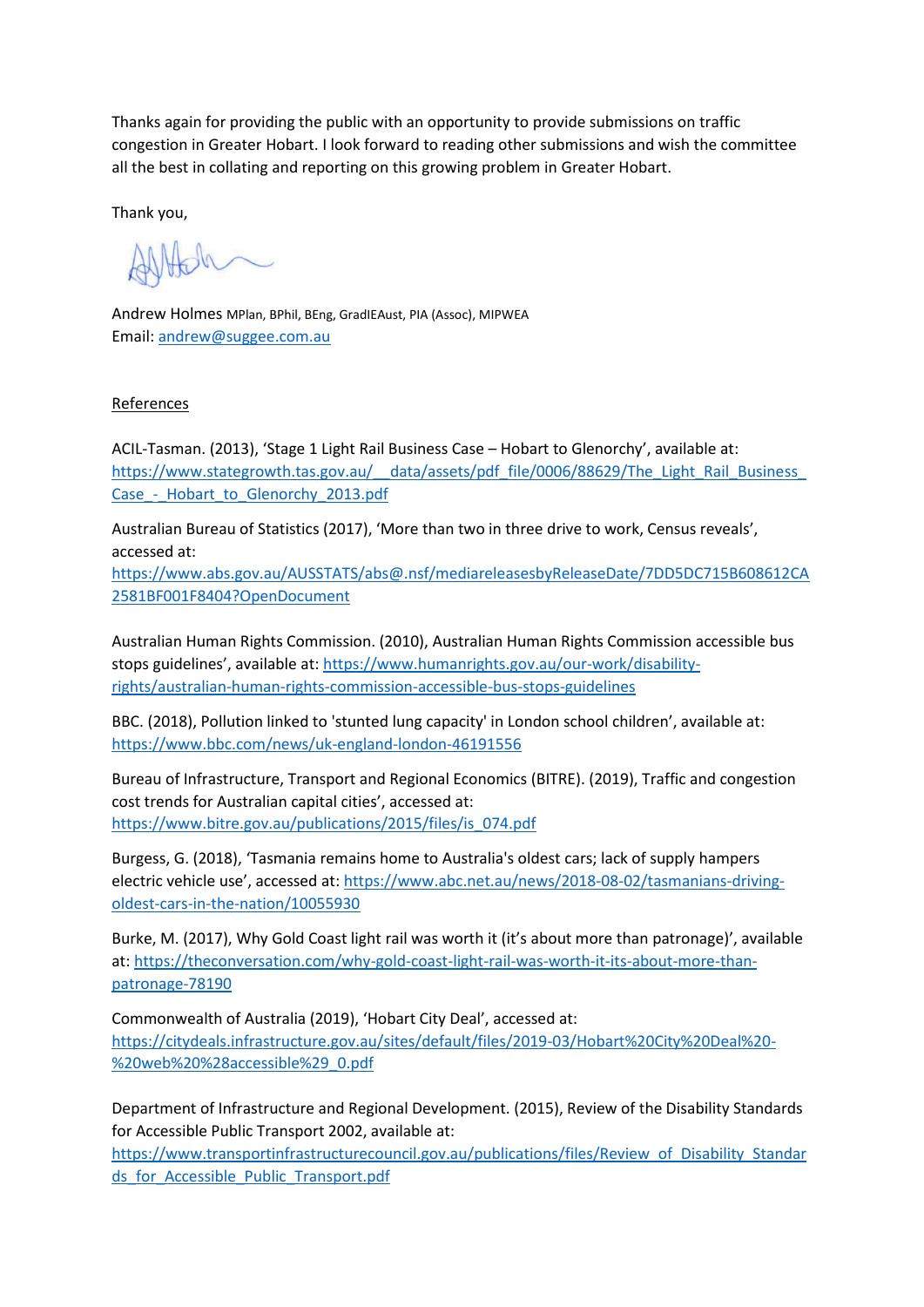Thanks again for providing the public with an opportunity to provide submissions on traffic congestion in Greater Hobart. I look forward to reading other submissions and wish the committee all the best in collating and reporting on this growing problem in Greater Hobart.

Thank you,

Andrew Holmes MPlan, BPhil, BEng, GradIEAust, PIA (Assoc), MIPWEA
Email: andrew@suggee.com.au

## References

ACIL-Tasman. (2013), 'Stage 1 Light Rail Business Case – Hobart to Glenorchy', available at: https://www.stategrowth.tas.gov.au/__data/assets/pdf_file/0006/88629/The_Light_Rail_Business_Case_-_Hobart_to_Glenorchy_2013.pdf

Australian Bureau of Statistics (2017), 'More than two in three drive to work, Census reveals', accessed at: https://www.abs.gov.au/AUSSTATS/abs@.nsf/mediareleasesbyReleaseDate/7DD5DC715B608612CA2581BF001F8404?OpenDocument

Australian Human Rights Commission. (2010), Australian Human Rights Commission accessible bus stops guidelines', available at: https://www.humanrights.gov.au/our-work/disability-rights/australian-human-rights-commission-accessible-bus-stops-guidelines

BBC. (2018), Pollution linked to 'stunted lung capacity' in London school children', available at: https://www.bbc.com/news/uk-england-london-46191556

Bureau of Infrastructure, Transport and Regional Economics (BITRE). (2019), Traffic and congestion cost trends for Australian capital cities', accessed at: https://www.bitre.gov.au/publications/2015/files/is_074.pdf

Burgess, G. (2018), 'Tasmania remains home to Australia's oldest cars; lack of supply hampers electric vehicle use', accessed at: https://www.abc.net.au/news/2018-08-02/tasmanians-driving-oldest-cars-in-the-nation/10055930

Burke, M. (2017), Why Gold Coast light rail was worth it (it's about more than patronage)', available at: https://theconversation.com/why-gold-coast-light-rail-was-worth-it-its-about-more-than-patronage-78190

Commonwealth of Australia (2019), 'Hobart City Deal', accessed at: https://citydeals.infrastructure.gov.au/sites/default/files/2019-03/Hobart%20City%20Deal%20-%20web%20%28accessible%29_0.pdf

Department of Infrastructure and Regional Development. (2015), Review of the Disability Standards for Accessible Public Transport 2002, available at: https://www.transportinfrastructurecouncil.gov.au/publications/files/Review_of_Disability_Standards_for_Accessible_Public_Transport.pdf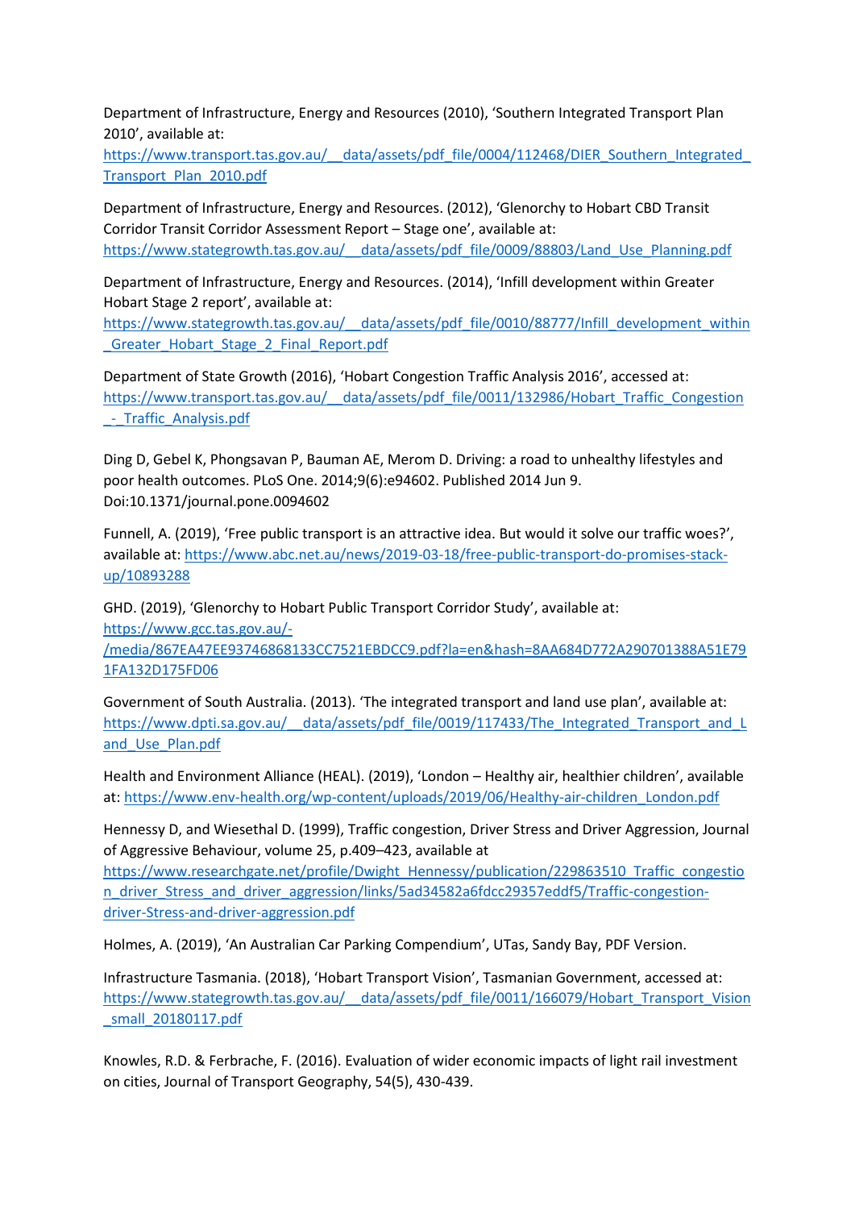Department of Infrastructure, Energy and Resources (2010), 'Southern Integrated Transport Plan 2010', available at: https://www.transport.tas.gov.au/__data/assets/pdf_file/0004/112468/DIER_Southern_Integrated_Transport_Plan_2010.pdf

Department of Infrastructure, Energy and Resources. (2012), 'Glenorchy to Hobart CBD Transit Corridor Transit Corridor Assessment Report – Stage one', available at: https://www.stategrowth.tas.gov.au/__data/assets/pdf_file/0009/88803/Land_Use_Planning.pdf

Department of Infrastructure, Energy and Resources. (2014), 'Infill development within Greater Hobart Stage 2 report', available at: https://www.stategrowth.tas.gov.au/__data/assets/pdf_file/0010/88777/Infill_development_within_Greater_Hobart_Stage_2_Final_Report.pdf

Department of State Growth (2016), 'Hobart Congestion Traffic Analysis 2016', accessed at: https://www.transport.tas.gov.au/__data/assets/pdf_file/0011/132986/Hobart_Traffic_Congestion_-_Traffic_Analysis.pdf

Ding D, Gebel K, Phongsavan P, Bauman AE, Merom D. Driving: a road to unhealthy lifestyles and poor health outcomes. PLoS One. 2014;9(6):e94602. Published 2014 Jun 9. Doi:10.1371/journal.pone.0094602

Funnell, A. (2019), 'Free public transport is an attractive idea. But would it solve our traffic woes?', available at: https://www.abc.net.au/news/2019-03-18/free-public-transport-do-promises-stack-up/10893288

GHD. (2019), 'Glenorchy to Hobart Public Transport Corridor Study', available at: https://www.gcc.tas.gov.au/-/media/867EA47EE93746868133CC7521EBDCC9.pdf?la=en&hash=8AA684D772A290701388A51E791FA132D175FD06

Government of South Australia. (2013). 'The integrated transport and land use plan', available at: https://www.dpti.sa.gov.au/__data/assets/pdf_file/0019/117433/The_Integrated_Transport_and_Land_Use_Plan.pdf

Health and Environment Alliance (HEAL). (2019), 'London – Healthy air, healthier children', available at: https://www.env-health.org/wp-content/uploads/2019/06/Healthy-air-children_London.pdf

Hennessy D, and Wiesethal D. (1999), Traffic congestion, Driver Stress and Driver Aggression, Journal of Aggressive Behaviour, volume 25, p.409–423, available at https://www.researchgate.net/profile/Dwight_Hennessy/publication/229863510_Traffic_congestion_driver_Stress_and_driver_aggression/links/5ad34582a6fdcc29357eddf5/Traffic-congestion-driver-Stress-and-driver-aggression.pdf

Holmes, A. (2019), 'An Australian Car Parking Compendium', UTas, Sandy Bay, PDF Version.

Infrastructure Tasmania. (2018), 'Hobart Transport Vision', Tasmanian Government, accessed at: https://www.stategrowth.tas.gov.au/__data/assets/pdf_file/0011/166079/Hobart_Transport_Vision_small_20180117.pdf

Knowles, R.D. & Ferbrache, F. (2016). Evaluation of wider economic impacts of light rail investment on cities, Journal of Transport Geography, 54(5), 430-439.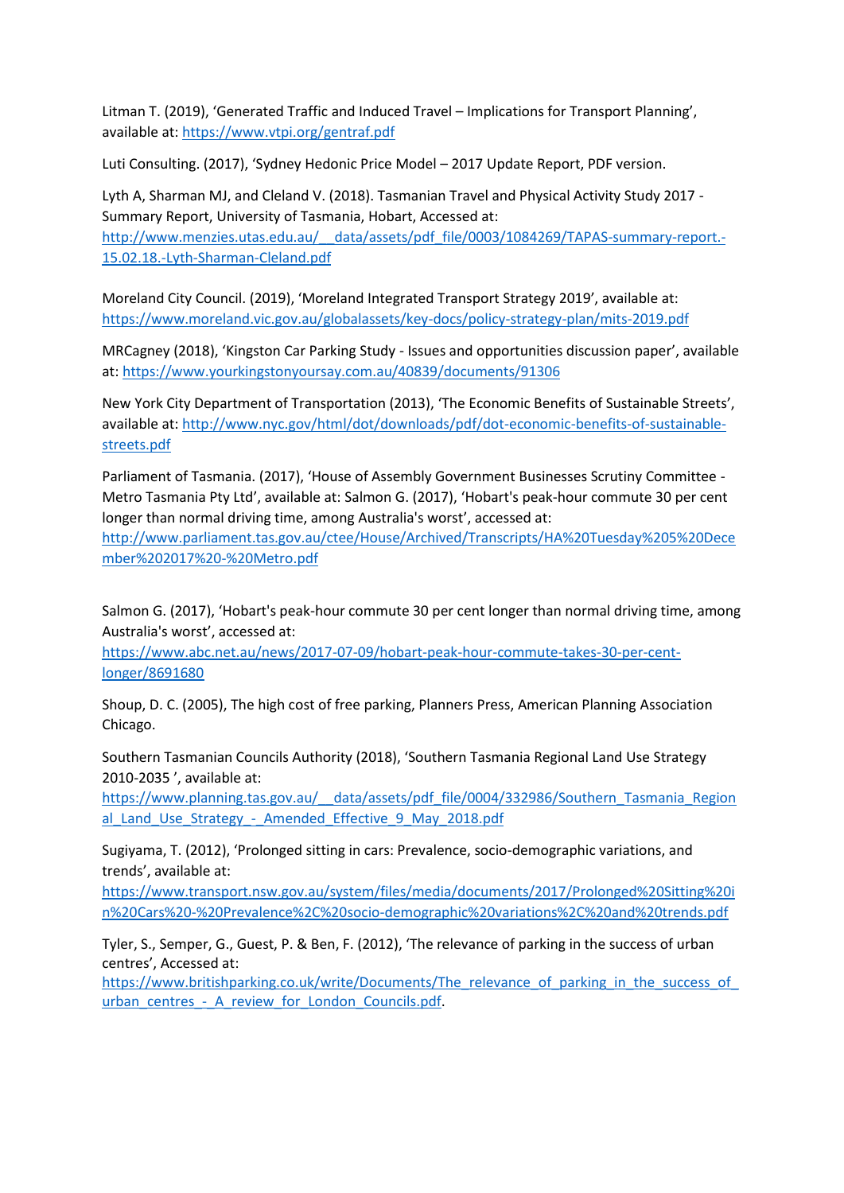Litman T. (2019), 'Generated Traffic and Induced Travel – Implications for Transport Planning', available at: https://www.vtpi.org/gentraf.pdf

Luti Consulting. (2017), 'Sydney Hedonic Price Model – 2017 Update Report, PDF version.

Lyth A, Sharman MJ, and Cleland V. (2018). Tasmanian Travel and Physical Activity Study 2017 - Summary Report, University of Tasmania, Hobart, Accessed at: http://www.menzies.utas.edu.au/__data/assets/pdf_file/0003/1084269/TAPAS-summary-report.-15.02.18.-Lyth-Sharman-Cleland.pdf

Moreland City Council. (2019), 'Moreland Integrated Transport Strategy 2019', available at: https://www.moreland.vic.gov.au/globalassets/key-docs/policy-strategy-plan/mits-2019.pdf

MRCagney (2018), 'Kingston Car Parking Study - Issues and opportunities discussion paper', available at: https://www.yourkingstonyoursay.com.au/40839/documents/91306

New York City Department of Transportation (2013), 'The Economic Benefits of Sustainable Streets', available at: http://www.nyc.gov/html/dot/downloads/pdf/dot-economic-benefits-of-sustainable-streets.pdf

Parliament of Tasmania. (2017), 'House of Assembly Government Businesses Scrutiny Committee - Metro Tasmania Pty Ltd', available at: Salmon G. (2017), 'Hobart's peak-hour commute 30 per cent longer than normal driving time, among Australia's worst', accessed at: http://www.parliament.tas.gov.au/ctee/House/Archived/Transcripts/HA%20Tuesday%205%20December%202017%20-%20Metro.pdf

Salmon G. (2017), 'Hobart's peak-hour commute 30 per cent longer than normal driving time, among Australia's worst', accessed at: https://www.abc.net.au/news/2017-07-09/hobart-peak-hour-commute-takes-30-per-cent-longer/8691680

Shoup, D. C. (2005), The high cost of free parking, Planners Press, American Planning Association Chicago.

Southern Tasmanian Councils Authority (2018), 'Southern Tasmania Regional Land Use Strategy 2010-2035 ', available at: https://www.planning.tas.gov.au/__data/assets/pdf_file/0004/332986/Southern_Tasmania_Regional_Land_Use_Strategy_-_Amended_Effective_9_May_2018.pdf

Sugiyama, T. (2012), 'Prolonged sitting in cars: Prevalence, socio-demographic variations, and trends', available at: https://www.transport.nsw.gov.au/system/files/media/documents/2017/Prolonged%20Sitting%20in%20Cars%20-%20Prevalence%2C%20socio-demographic%20variations%2C%20and%20trends.pdf

Tyler, S., Semper, G., Guest, P. & Ben, F. (2012), 'The relevance of parking in the success of urban centres', Accessed at: https://www.britishparking.co.uk/write/Documents/The_relevance_of_parking_in_the_success_of_urban_centres_-_A_review_for_London_Councils.pdf.